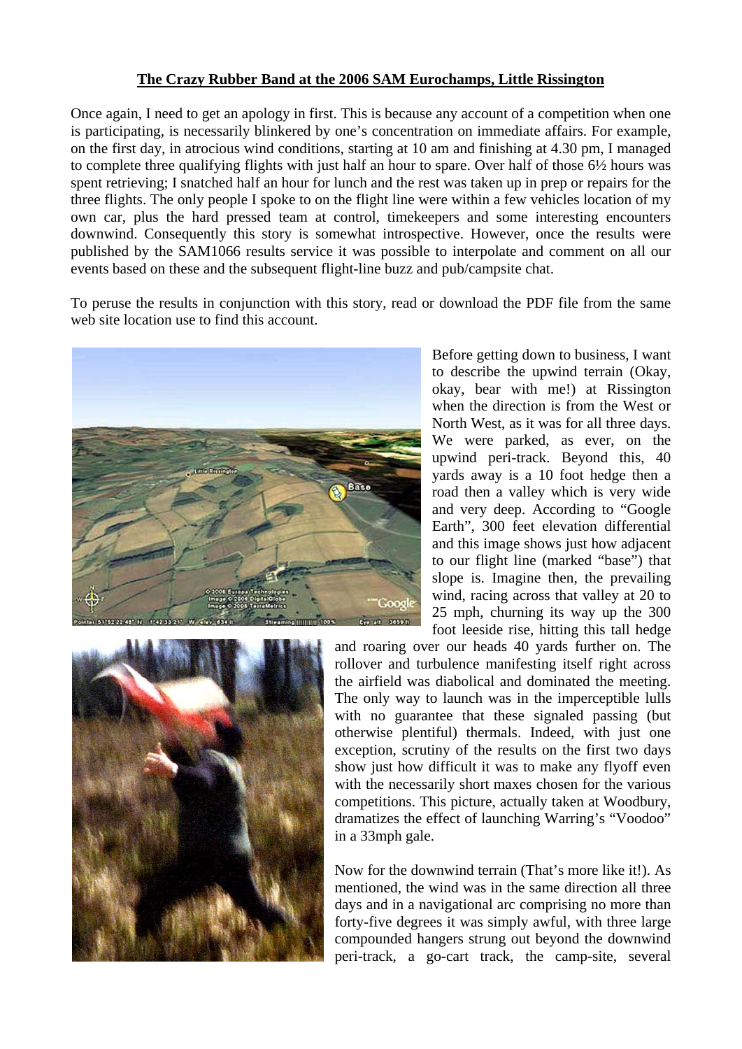**The Crazy Rubber Band at the 2006 SAM Eurochamps, Little Rissington**

Once again, I need to get an apology in first. This is because any account of a competition when one is participating, is necessarily blinkered by one's concentration on immediate affairs. For example, on the first day, in atrocious wind conditions, starting at 10 am and finishing at 4.30 pm, I managed to complete three qualifying flights with just half an hour to spare. Over half of those 6½ hours was spent retrieving; I snatched half an hour for lunch and the rest was taken up in prep or repairs for the three flights. The only people I spoke to on the flight line were within a few vehicles location of my own car, plus the hard pressed team at control, timekeepers and some interesting encounters downwind. Consequently this story is somewhat introspective. However, once the results were published by the SAM1066 results service it was possible to interpolate and comment on all our events based on these and the subsequent flight-line buzz and pub/campsite chat.

To peruse the results in conjunction with this story, read or download the PDF file from the same web site location use to find this account.

Before getting down to business, I want to describe the upwind terrain (Okay, okay, bear with me!) at Rissington when the direction is from the West or North West, as it was for all three days. We were parked, as ever, on the upwind peri-track. Beyond this, 40 yards away is a 10 foot hedge then a road then a valley which is very wide and very deep. According to "Google Earth", 300 feet elevation differential and this image shows just how adjacent to our flight line (marked "base") that slope is. Imagine then, the prevailing wind, racing across that valley at 20 to 25 mph, churning its way up the 300 foot leeside rise, hitting this tall hedge and roaring over our heads 40 yards further on. The rollover and turbulence manifesting itself right across the airfield was diabolical and dominated the meeting. The only way to launch was in the imperceptible lulls with no guarantee that these signaled passing (but otherwise plentiful) thermals. Indeed, with just one exception, scrutiny of the results on the first two days show just how difficult it was to make any flyoff even with the necessarily short maxes chosen for the various competitions. This picture, actually taken at Woodbury, dramatizes the effect of launching Warring's "Voodoo" in a 33mph gale.

Now for the downwind terrain (That's more like it!). As mentioned, the wind was in the same direction all three days and in a navigational arc comprising no more than forty-five degrees it was simply awful, with three large compounded hangers strung out beyond the downwind peri-track, a go-cart track, the camp-site, several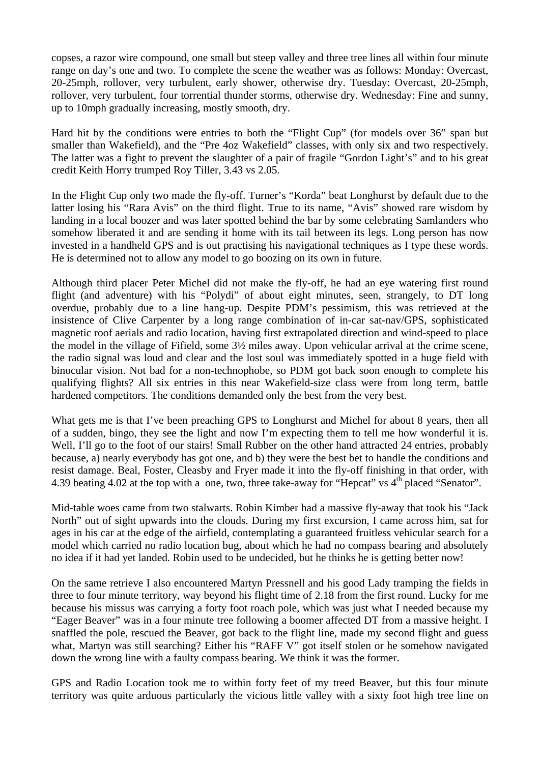copses, a razor wire compound, one small but steep valley and three tree lines all within four minute range on day's one and two. To complete the scene the weather was as follows: Monday: Overcast, 20-25mph, rollover, very turbulent, early shower, otherwise dry. Tuesday: Overcast, 20-25mph, rollover, very turbulent, four torrential thunder storms, otherwise dry. Wednesday: Fine and sunny, up to 10mph gradually increasing, mostly smooth, dry.

Hard hit by the conditions were entries to both the "Flight Cup" (for models over 36" span but smaller than Wakefield), and the "Pre 4oz Wakefield" classes, with only six and two respectively. The latter was a fight to prevent the slaughter of a pair of fragile "Gordon Light's" and to his great credit Keith Horry trumped Roy Tiller, 3.43 vs 2.05.

In the Flight Cup only two made the fly-off. Turner's "Korda" beat Longhurst by default due to the latter losing his "Rara Avis" on the third flight. True to its name, "Avis" showed rare wisdom by landing in a local boozer and was later spotted behind the bar by some celebrating Samlanders who somehow liberated it and are sending it home with its tail between its legs. Long person has now invested in a handheld GPS and is out practising his navigational techniques as I type these words. He is determined not to allow any model to go boozing on its own in future.

Although third placer Peter Michel did not make the fly-off, he had an eye watering first round flight (and adventure) with his "Polydi" of about eight minutes, seen, strangely, to DT long overdue, probably due to a line hang-up. Despite PDM's pessimism, this was retrieved at the insistence of Clive Carpenter by a long range combination of in-car sat-nav/GPS, sophisticated magnetic roof aerials and radio location, having first extrapolated direction and wind-speed to place the model in the village of Fifield, some 3½ miles away. Upon vehicular arrival at the crime scene, the radio signal was loud and clear and the lost soul was immediately spotted in a huge field with binocular vision. Not bad for a non-technophobe, so PDM got back soon enough to complete his qualifying flights? All six entries in this near Wakefield-size class were from long term, battle hardened competitors. The conditions demanded only the best from the very best.

What gets me is that I've been preaching GPS to Longhurst and Michel for about 8 years, then all of a sudden, bingo, they see the light and now I'm expecting them to tell me how wonderful it is. Well, I'll go to the foot of our stairs! Small Rubber on the other hand attracted 24 entries, probably because, a) nearly everybody has got one, and b) they were the best bet to handle the conditions and resist damage. Beal, Foster, Cleasby and Fryer made it into the fly-off finishing in that order, with 4.39 beating 4.02 at the top with a one, two, three take-away for "Hepcat" vs 4th placed "Senator".

Mid-table woes came from two stalwarts. Robin Kimber had a massive fly-away that took his "Jack North" out of sight upwards into the clouds. During my first excursion, I came across him, sat for ages in his car at the edge of the airfield, contemplating a guaranteed fruitless vehicular search for a model which carried no radio location bug, about which he had no compass bearing and absolutely no idea if it had yet landed. Robin used to be undecided, but he thinks he is getting better now!

On the same retrieve I also encountered Martyn Pressnell and his good Lady tramping the fields in three to four minute territory, way beyond his flight time of 2.18 from the first round. Lucky for me because his missus was carrying a forty foot roach pole, which was just what I needed because my "Eager Beaver" was in a four minute tree following a boomer affected DT from a massive height. I snaffled the pole, rescued the Beaver, got back to the flight line, made my second flight and guess what, Martyn was still searching? Either his "RAFF V" got itself stolen or he somehow navigated down the wrong line with a faulty compass bearing. We think it was the former.

GPS and Radio Location took me to within forty feet of my treed Beaver, but this four minute territory was quite arduous particularly the vicious little valley with a sixty foot high tree line on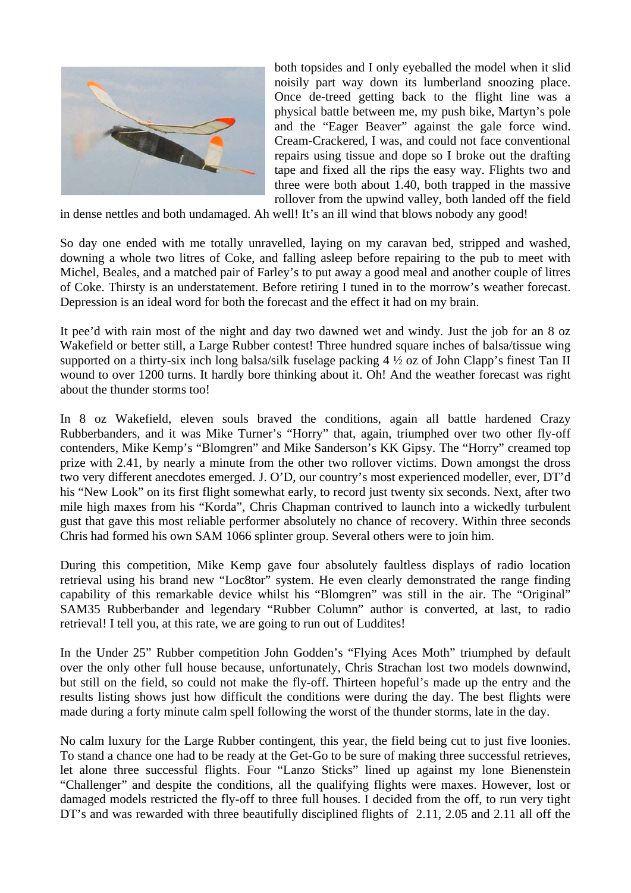both topsides and I only eyeballed the model when it slid noisily part way down its lumberland snoozing place. Once de-treed getting back to the flight line was a physical battle between me, my push bike, Martyn's pole and the "Eager Beaver" against the gale force wind. Cream-Crackered, I was, and could not face conventional repairs using tissue and dope so I broke out the drafting tape and fixed all the rips the easy way. Flights two and three were both about 1.40, both trapped in the massive rollover from the upwind valley, both landed off the field in dense nettles and both undamaged. Ah well! It's an ill wind that blows nobody any good!

So day one ended with me totally unravelled, laying on my caravan bed, stripped and washed, downing a whole two litres of Coke, and falling asleep before repairing to the pub to meet with Michel, Beales, and a matched pair of Farley's to put away a good meal and another couple of litres of Coke. Thirsty is an understatement. Before retiring I tuned in to the morrow's weather forecast. Depression is an ideal word for both the forecast and the effect it had on my brain.

It pee'd with rain most of the night and day two dawned wet and windy. Just the job for an 8 oz Wakefield or better still, a Large Rubber contest! Three hundred square inches of balsa/tissue wing supported on a thirty-six inch long balsa/silk fuselage packing 4 ½ oz of John Clapp's finest Tan II wound to over 1200 turns. It hardly bore thinking about it. Oh! And the weather forecast was right about the thunder storms too!

In 8 oz Wakefield, eleven souls braved the conditions, again all battle hardened Crazy Rubberbanders, and it was Mike Turner's "Horry" that, again, triumphed over two other fly-off contenders, Mike Kemp's "Blomgren" and Mike Sanderson's KK Gipsy. The "Horry" creamed top prize with 2.41, by nearly a minute from the other two rollover victims. Down amongst the dross two very different anecdotes emerged. J. O'D, our country's most experienced modeller, ever, DT'd his "New Look" on its first flight somewhat early, to record just twenty six seconds. Next, after two mile high maxes from his "Korda", Chris Chapman contrived to launch into a wickedly turbulent gust that gave this most reliable performer absolutely no chance of recovery. Within three seconds Chris had formed his own SAM 1066 splinter group. Several others were to join him.

During this competition, Mike Kemp gave four absolutely faultless displays of radio location retrieval using his brand new "Loc8tor" system. He even clearly demonstrated the range finding capability of this remarkable device whilst his "Blomgren" was still in the air. The "Original" SAM35 Rubberbander and legendary "Rubber Column" author is converted, at last, to radio retrieval! I tell you, at this rate, we are going to run out of Luddites!

In the Under 25" Rubber competition John Godden's "Flying Aces Moth" triumphed by default over the only other full house because, unfortunately, Chris Strachan lost two models downwind, but still on the field, so could not make the fly-off. Thirteen hopeful's made up the entry and the results listing shows just how difficult the conditions were during the day. The best flights were made during a forty minute calm spell following the worst of the thunder storms, late in the day.

No calm luxury for the Large Rubber contingent, this year, the field being cut to just five loonies. To stand a chance one had to be ready at the Get-Go to be sure of making three successful retrieves, let alone three successful flights. Four "Lanzo Sticks" lined up against my lone Bienenstein "Challenger" and despite the conditions, all the qualifying flights were maxes. However, lost or damaged models restricted the fly-off to three full houses. I decided from the off, to run very tight DT's and was rewarded with three beautifully disciplined flights of 2.11, 2.05 and 2.11 all off the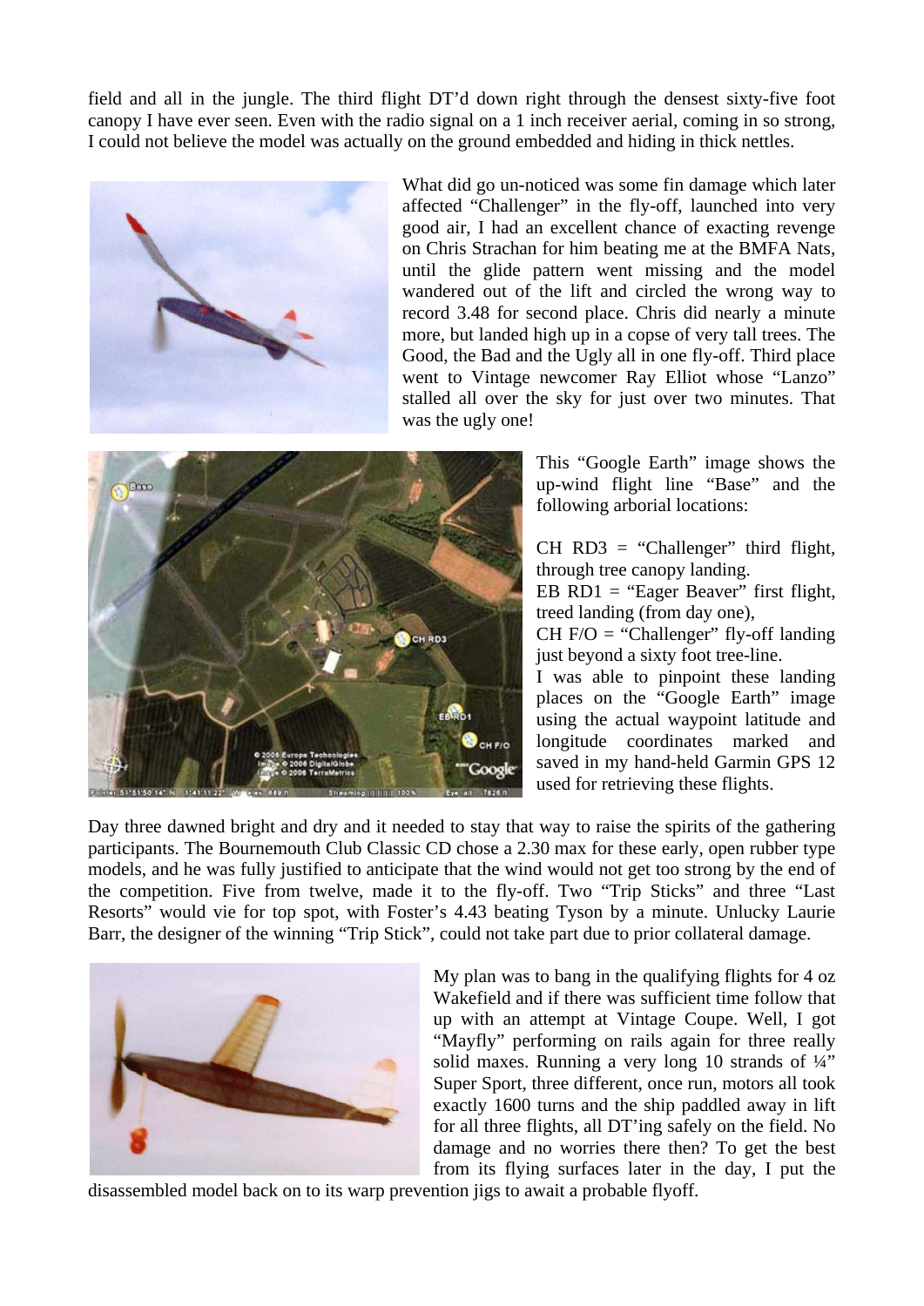field and all in the jungle. The third flight DT'd down right through the densest sixty-five foot canopy I have ever seen. Even with the radio signal on a 1 inch receiver aerial, coming in so strong, I could not believe the model was actually on the ground embedded and hiding in thick nettles.

What did go un-noticed was some fin damage which later affected "Challenger" in the fly-off, launched into very good air, I had an excellent chance of exacting revenge on Chris Strachan for him beating me at the BMFA Nats, until the glide pattern went missing and the model wandered out of the lift and circled the wrong way to record 3.48 for second place. Chris did nearly a minute more, but landed high up in a copse of very tall trees. The Good, the Bad and the Ugly all in one fly-off. Third place went to Vintage newcomer Ray Elliot whose "Lanzo" stalled all over the sky for just over two minutes. That was the ugly one!

This "Google Earth" image shows the up-wind flight line "Base" and the following arborial locations:

CH RD3 = "Challenger" third flight, through tree canopy landing.
EB RD1 = "Eager Beaver" first flight, treed landing (from day one),
CH F/O = "Challenger" fly-off landing just beyond a sixty foot tree-line.
I was able to pinpoint these landing places on the "Google Earth" image using the actual waypoint latitude and longitude coordinates marked and saved in my hand-held Garmin GPS 12 used for retrieving these flights.

Day three dawned bright and dry and it needed to stay that way to raise the spirits of the gathering participants. The Bournemouth Club Classic CD chose a 2.30 max for these early, open rubber type models, and he was fully justified to anticipate that the wind would not get too strong by the end of the competition. Five from twelve, made it to the fly-off. Two "Trip Sticks" and three "Last Resorts" would vie for top spot, with Foster's 4.43 beating Tyson by a minute. Unlucky Laurie Barr, the designer of the winning "Trip Stick", could not take part due to prior collateral damage.

My plan was to bang in the qualifying flights for 4 oz Wakefield and if there was sufficient time follow that up with an attempt at Vintage Coupe. Well, I got "Mayfly" performing on rails again for three really solid maxes. Running a very long 10 strands of ¼" Super Sport, three different, once run, motors all took exactly 1600 turns and the ship paddled away in lift for all three flights, all DT'ing safely on the field. No damage and no worries there then? To get the best from its flying surfaces later in the day, I put the disassembled model back on to its warp prevention jigs to await a probable flyoff.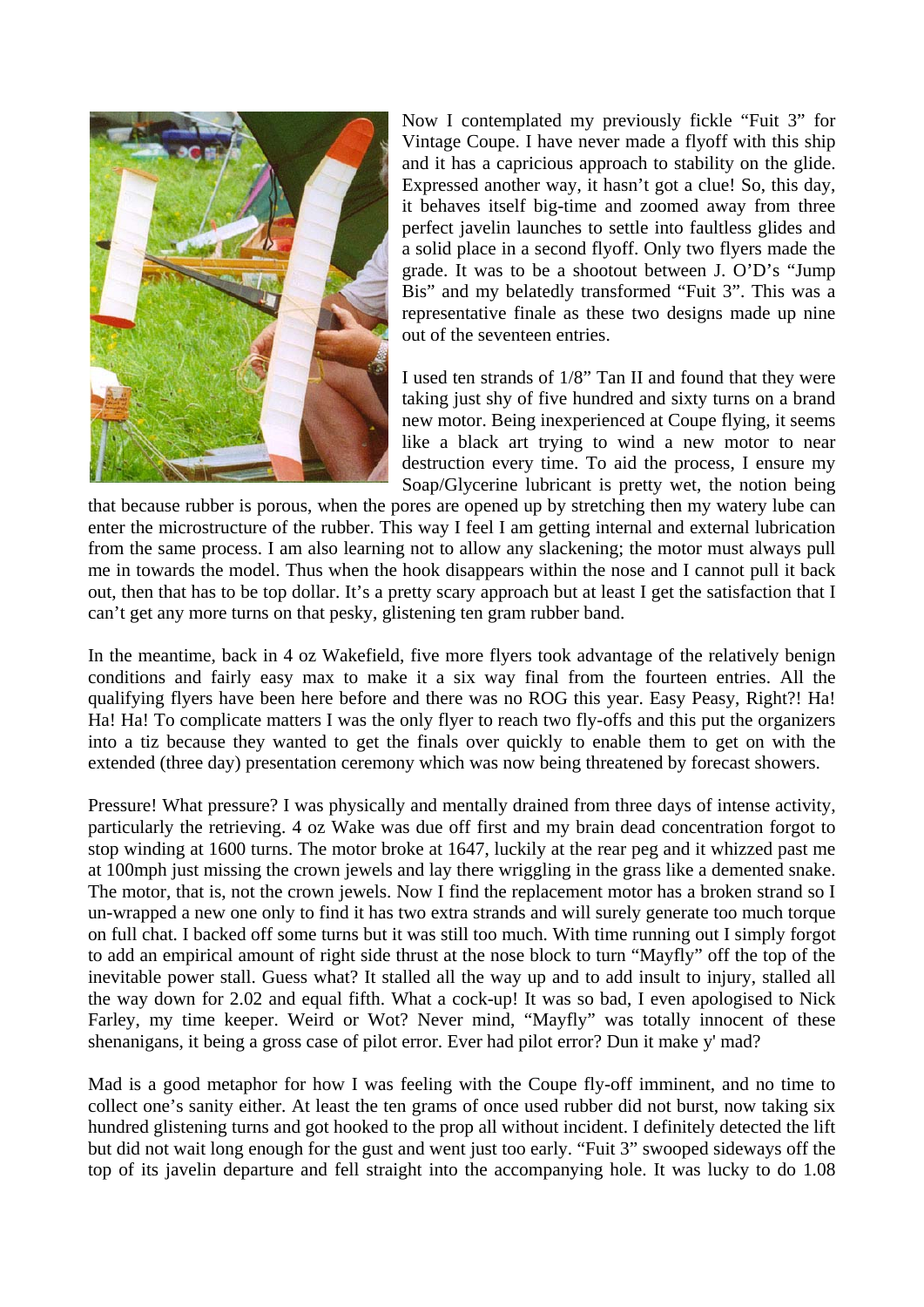Now I contemplated my previously fickle "Fuit 3" for Vintage Coupe. I have never made a flyoff with this ship and it has a capricious approach to stability on the glide. Expressed another way, it hasn't got a clue! So, this day, it behaves itself big-time and zoomed away from three perfect javelin launches to settle into faultless glides and a solid place in a second flyoff. Only two flyers made the grade. It was to be a shootout between J. O'D's "Jump Bis" and my belatedly transformed "Fuit 3". This was a representative finale as these two designs made up nine out of the seventeen entries.

I used ten strands of 1/8" Tan II and found that they were taking just shy of five hundred and sixty turns on a brand new motor. Being inexperienced at Coupe flying, it seems like a black art trying to wind a new motor to near destruction every time. To aid the process, I ensure my Soap/Glycerine lubricant is pretty wet, the notion being that because rubber is porous, when the pores are opened up by stretching then my watery lube can enter the microstructure of the rubber. This way I feel I am getting internal and external lubrication from the same process. I am also learning not to allow any slackening; the motor must always pull me in towards the model. Thus when the hook disappears within the nose and I cannot pull it back out, then that has to be top dollar. It's a pretty scary approach but at least I get the satisfaction that I can't get any more turns on that pesky, glistening ten gram rubber band.

In the meantime, back in 4 oz Wakefield, five more flyers took advantage of the relatively benign conditions and fairly easy max to make it a six way final from the fourteen entries. All the qualifying flyers have been here before and there was no ROG this year. Easy Peasy, Right?! Ha! Ha! Ha! To complicate matters I was the only flyer to reach two fly-offs and this put the organizers into a tiz because they wanted to get the finals over quickly to enable them to get on with the extended (three day) presentation ceremony which was now being threatened by forecast showers.

Pressure! What pressure? I was physically and mentally drained from three days of intense activity, particularly the retrieving. 4 oz Wake was due off first and my brain dead concentration forgot to stop winding at 1600 turns. The motor broke at 1647, luckily at the rear peg and it whizzed past me at 100mph just missing the crown jewels and lay there wriggling in the grass like a demented snake. The motor, that is, not the crown jewels. Now I find the replacement motor has a broken strand so I un-wrapped a new one only to find it has two extra strands and will surely generate too much torque on full chat. I backed off some turns but it was still too much. With time running out I simply forgot to add an empirical amount of right side thrust at the nose block to turn "Mayfly" off the top of the inevitable power stall. Guess what? It stalled all the way up and to add insult to injury, stalled all the way down for 2.02 and equal fifth. What a cock-up! It was so bad, I even apologised to Nick Farley, my time keeper. Weird or Wot? Never mind, "Mayfly" was totally innocent of these shenanigans, it being a gross case of pilot error. Ever had pilot error? Dun it make y' mad?

Mad is a good metaphor for how I was feeling with the Coupe fly-off imminent, and no time to collect one's sanity either. At least the ten grams of once used rubber did not burst, now taking six hundred glistening turns and got hooked to the prop all without incident. I definitely detected the lift but did not wait long enough for the gust and went just too early. "Fuit 3" swooped sideways off the top of its javelin departure and fell straight into the accompanying hole. It was lucky to do 1.08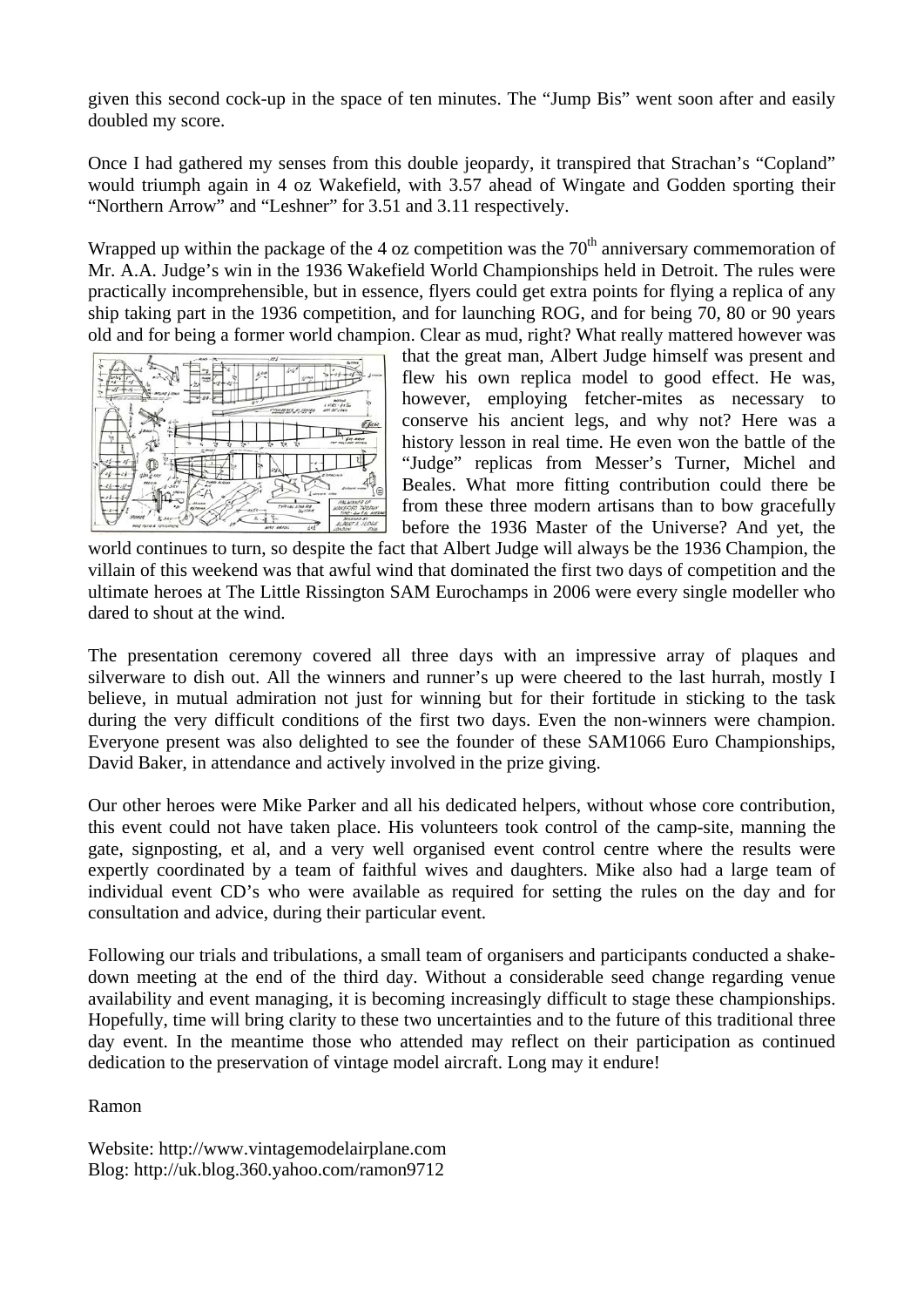given this second cock-up in the space of ten minutes. The "Jump Bis" went soon after and easily doubled my score.

Once I had gathered my senses from this double jeopardy, it transpired that Strachan's "Copland" would triumph again in 4 oz Wakefield, with 3.57 ahead of Wingate and Godden sporting their "Northern Arrow" and "Leshner" for 3.51 and 3.11 respectively.

Wrapped up within the package of the 4 oz competition was the 70th anniversary commemoration of Mr. A.A. Judge's win in the 1936 Wakefield World Championships held in Detroit. The rules were practically incomprehensible, but in essence, flyers could get extra points for flying a replica of any ship taking part in the 1936 competition, and for launching ROG, and for being 70, 80 or 90 years old and for being a former world champion. Clear as mud, right? What really mattered however was that the great man, Albert Judge himself was present and flew his own replica model to good effect. He was, however, employing fetcher-mites as necessary to conserve his ancient legs, and why not? Here was a history lesson in real time. He even won the battle of the "Judge" replicas from Messer's Turner, Michel and Beales. What more fitting contribution could there be from these three modern artisans than to bow gracefully before the 1936 Master of the Universe? And yet, the world continues to turn, so despite the fact that Albert Judge will always be the 1936 Champion, the villain of this weekend was that awful wind that dominated the first two days of competition and the ultimate heroes at The Little Rissington SAM Eurochamps in 2006 were every single modeller who dared to shout at the wind.

The presentation ceremony covered all three days with an impressive array of plaques and silverware to dish out. All the winners and runner's up were cheered to the last hurrah, mostly I believe, in mutual admiration not just for winning but for their fortitude in sticking to the task during the very difficult conditions of the first two days. Even the non-winners were champion. Everyone present was also delighted to see the founder of these SAM1066 Euro Championships, David Baker, in attendance and actively involved in the prize giving.

Our other heroes were Mike Parker and all his dedicated helpers, without whose core contribution, this event could not have taken place. His volunteers took control of the camp-site, manning the gate, signposting, et al, and a very well organised event control centre where the results were expertly coordinated by a team of faithful wives and daughters. Mike also had a large team of individual event CD's who were available as required for setting the rules on the day and for consultation and advice, during their particular event.

Following our trials and tribulations, a small team of organisers and participants conducted a shake-down meeting at the end of the third day. Without a considerable seed change regarding venue availability and event managing, it is becoming increasingly difficult to stage these championships. Hopefully, time will bring clarity to these two uncertainties and to the future of this traditional three day event. In the meantime those who attended may reflect on their participation as continued dedication to the preservation of vintage model aircraft. Long may it endure!

Ramon

Website: http://www.vintagemodelairplane.com
Blog: http://uk.blog.360.yahoo.com/ramon9712